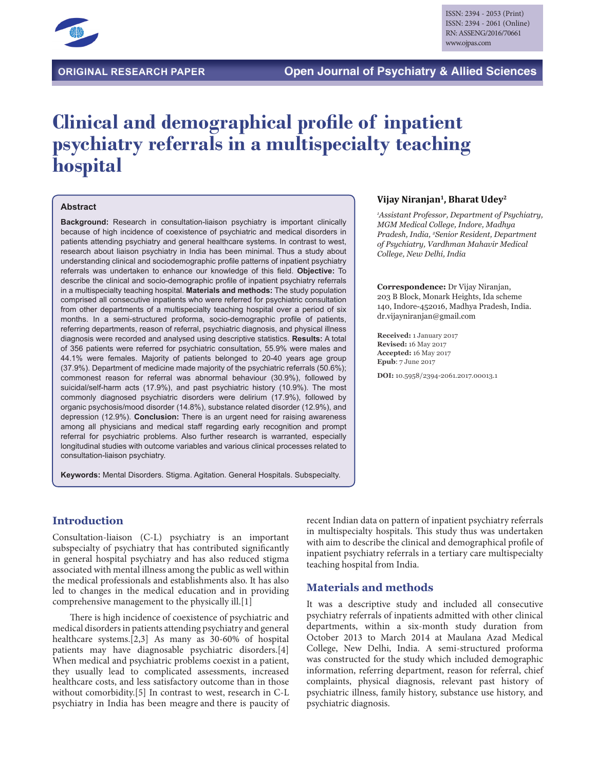ISSN: 2394 - 2053 (Print)
ISSN: 2394 - 2061 (Online)
RN: ASSENG/2016/70661
www.ojpas.com

**ORIGINAL RESEARCH PAPER** — **Open Journal of Psychiatry & Allied Sciences**

# Clinical and demographical profile of inpatient psychiatry referrals in a multispecialty teaching hospital

**Vijay Niranjan[1], Bharat Udey[2]**

*[1]Assistant Professor, Department of Psychiatry, MGM Medical College, Indore, Madhya Pradesh, India, [2]Senior Resident, Department of Psychiatry, Vardhman Mahavir Medical College, New Delhi, India*

**Correspondence:** Dr Vijay Niranjan, 203 B Block, Monark Heights, Ida scheme 140, Indore-452016, Madhya Pradesh, India. dr.vijayniranjan@gmail.com

**Received:** 1 January 2017
**Revised:** 16 May 2017
**Accepted:** 16 May 2017
**Epub**: 7 June 2017

**DOI:** 10.5958/2394-2061.2017.00013.1

## Abstract

**Background:** Research in consultation-liaison psychiatry is important clinically because of high incidence of coexistence of psychiatric and medical disorders in patients attending psychiatry and general healthcare systems. In contrast to west, research about liaison psychiatry in India has been minimal. Thus a study about understanding clinical and sociodemographic profile patterns of inpatient psychiatry referrals was undertaken to enhance our knowledge of this field. **Objective:** To describe the clinical and socio-demographic profile of inpatient psychiatry referrals in a multispecialty teaching hospital. **Materials and methods:** The study population comprised all consecutive inpatients who were referred for psychiatric consultation from other departments of a multispecialty teaching hospital over a period of six months. In a semi-structured proforma, socio-demographic profile of patients, referring departments, reason of referral, psychiatric diagnosis, and physical illness diagnosis were recorded and analysed using descriptive statistics. **Results:** A total of 356 patients were referred for psychiatric consultation, 55.9% were males and 44.1% were females. Majority of patients belonged to 20-40 years age group (37.9%). Department of medicine made majority of the psychiatric referrals (50.6%); commonest reason for referral was abnormal behaviour (30.9%), followed by suicidal/self-harm acts (17.9%), and past psychiatric history (10.9%). The most commonly diagnosed psychiatric disorders were delirium (17.9%), followed by organic psychosis/mood disorder (14.8%), substance related disorder (12.9%), and depression (12.9%). **Conclusion:** There is an urgent need for raising awareness among all physicians and medical staff regarding early recognition and prompt referral for psychiatric problems. Also further research is warranted, especially longitudinal studies with outcome variables and various clinical processes related to consultation-liaison psychiatry.

**Keywords:** Mental Disorders. Stigma. Agitation. General Hospitals. Subspecialty.

## Introduction

Consultation-liaison (C-L) psychiatry is an important subspecialty of psychiatry that has contributed significantly in general hospital psychiatry and has also reduced stigma associated with mental illness among the public as well within the medical professionals and establishments also. It has also led to changes in the medical education and in providing comprehensive management to the physically ill.[1]

There is high incidence of coexistence of psychiatric and medical disorders in patients attending psychiatry and general healthcare systems.[2,3] As many as 30-60% of hospital patients may have diagnosable psychiatric disorders.[4] When medical and psychiatric problems coexist in a patient, they usually lead to complicated assessments, increased healthcare costs, and less satisfactory outcome than in those without comorbidity.[5] In contrast to west, research in C-L psychiatry in India has been meagre and there is paucity of recent Indian data on pattern of inpatient psychiatry referrals in multispecialty hospitals. This study thus was undertaken with aim to describe the clinical and demographical profile of inpatient psychiatry referrals in a tertiary care multispecialty teaching hospital from India.

## Materials and methods

It was a descriptive study and included all consecutive psychiatry referrals of inpatients admitted with other clinical departments, within a six-month study duration from October 2013 to March 2014 at Maulana Azad Medical College, New Delhi, India. A semi-structured proforma was constructed for the study which included demographic information, referring department, reason for referral, chief complaints, physical diagnosis, relevant past history of psychiatric illness, family history, substance use history, and psychiatric diagnosis.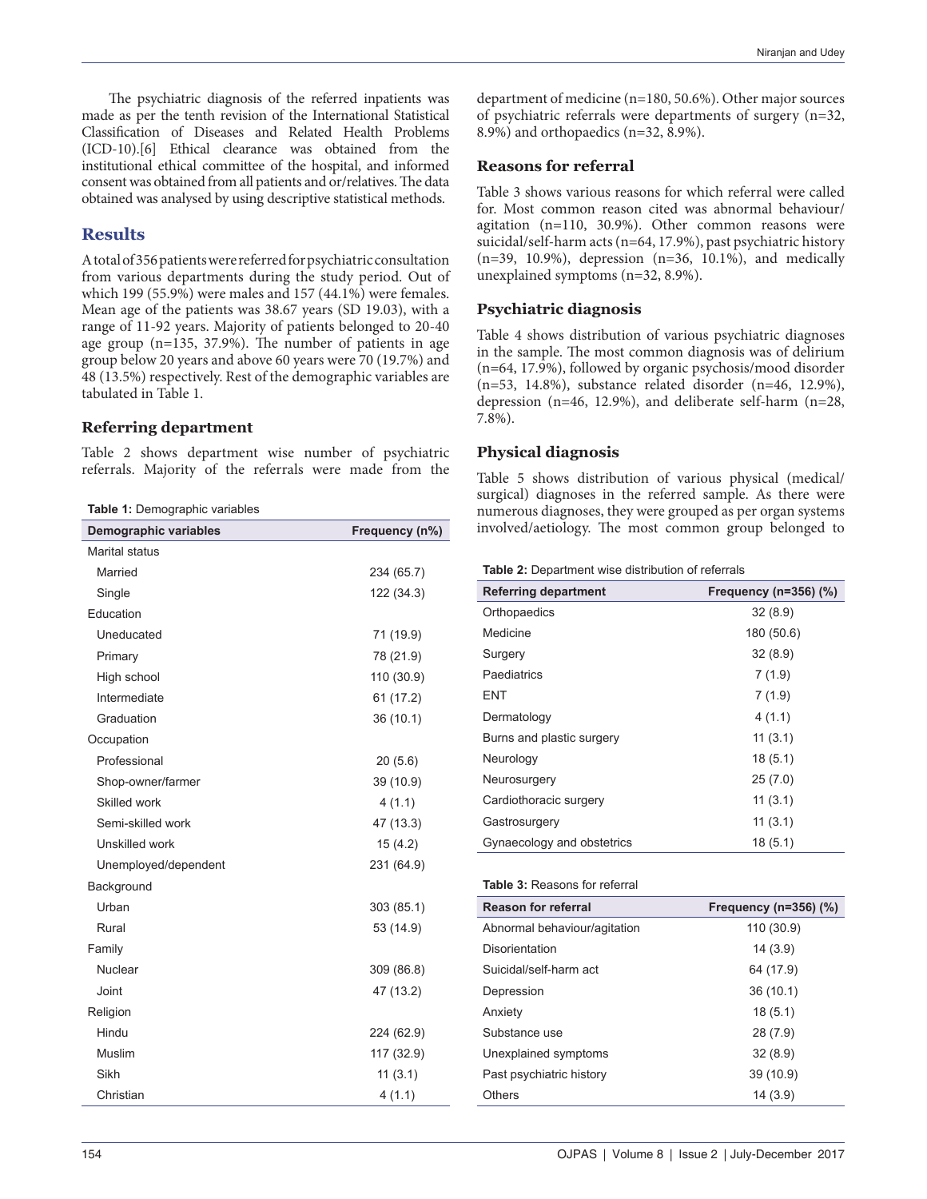The psychiatric diagnosis of the referred inpatients was made as per the tenth revision of the International Statistical Classification of Diseases and Related Health Problems (ICD-10).[6] Ethical clearance was obtained from the institutional ethical committee of the hospital, and informed consent was obtained from all patients and or/relatives. The data obtained was analysed by using descriptive statistical methods.

## Results

A total of 356 patients were referred for psychiatric consultation from various departments during the study period. Out of which 199 (55.9%) were males and 157 (44.1%) were females. Mean age of the patients was 38.67 years (SD 19.03), with a range of 11-92 years. Majority of patients belonged to 20-40 age group (n=135, 37.9%). The number of patients in age group below 20 years and above 60 years were 70 (19.7%) and 48 (13.5%) respectively. Rest of the demographic variables are tabulated in Table 1.

### Referring department

Table 2 shows department wise number of psychiatric referrals. Majority of the referrals were made from the department of medicine (n=180, 50.6%). Other major sources of psychiatric referrals were departments of surgery (n=32, 8.9%) and orthopaedics (n=32, 8.9%).

**Table 1:** Demographic variables

| Demographic variables | Frequency (n%) |
|---|---|
| Marital status | |
| Married | 234 (65.7) |
| Single | 122 (34.3) |
| Education | |
| Uneducated | 71 (19.9) |
| Primary | 78 (21.9) |
| High school | 110 (30.9) |
| Intermediate | 61 (17.2) |
| Graduation | 36 (10.1) |
| Occupation | |
| Professional | 20 (5.6) |
| Shop-owner/farmer | 39 (10.9) |
| Skilled work | 4 (1.1) |
| Semi-skilled work | 47 (13.3) |
| Unskilled work | 15 (4.2) |
| Unemployed/dependent | 231 (64.9) |
| Background | |
| Urban | 303 (85.1) |
| Rural | 53 (14.9) |
| Family | |
| Nuclear | 309 (86.8) |
| Joint | 47 (13.2) |
| Religion | |
| Hindu | 224 (62.9) |
| Muslim | 117 (32.9) |
| Sikh | 11 (3.1) |
| Christian | 4 (1.1) |

### Reasons for referral

Table 3 shows various reasons for which referral were called for. Most common reason cited was abnormal behaviour/agitation (n=110, 30.9%). Other common reasons were suicidal/self-harm acts (n=64, 17.9%), past psychiatric history (n=39, 10.9%), depression (n=36, 10.1%), and medically unexplained symptoms (n=32, 8.9%).

### Psychiatric diagnosis

Table 4 shows distribution of various psychiatric diagnoses in the sample. The most common diagnosis was of delirium (n=64, 17.9%), followed by organic psychosis/mood disorder (n=53, 14.8%), substance related disorder (n=46, 12.9%), depression (n=46, 12.9%), and deliberate self-harm (n=28, 7.8%).

### Physical diagnosis

Table 5 shows distribution of various physical (medical/surgical) diagnoses in the referred sample. As there were numerous diagnoses, they were grouped as per organ systems involved/aetiology. The most common group belonged to

**Table 2:** Department wise distribution of referrals

| Referring department | Frequency (n=356) (%) |
|---|---|
| Orthopaedics | 32 (8.9) |
| Medicine | 180 (50.6) |
| Surgery | 32 (8.9) |
| Paediatrics | 7 (1.9) |
| ENT | 7 (1.9) |
| Dermatology | 4 (1.1) |
| Burns and plastic surgery | 11 (3.1) |
| Neurology | 18 (5.1) |
| Neurosurgery | 25 (7.0) |
| Cardiothoracic surgery | 11 (3.1) |
| Gastrosurgery | 11 (3.1) |
| Gynaecology and obstetrics | 18 (5.1) |

**Table 3:** Reasons for referral

| Reason for referral | Frequency (n=356) (%) |
|---|---|
| Abnormal behaviour/agitation | 110 (30.9) |
| Disorientation | 14 (3.9) |
| Suicidal/self-harm act | 64 (17.9) |
| Depression | 36 (10.1) |
| Anxiety | 18 (5.1) |
| Substance use | 28 (7.9) |
| Unexplained symptoms | 32 (8.9) |
| Past psychiatric history | 39 (10.9) |
| Others | 14 (3.9) |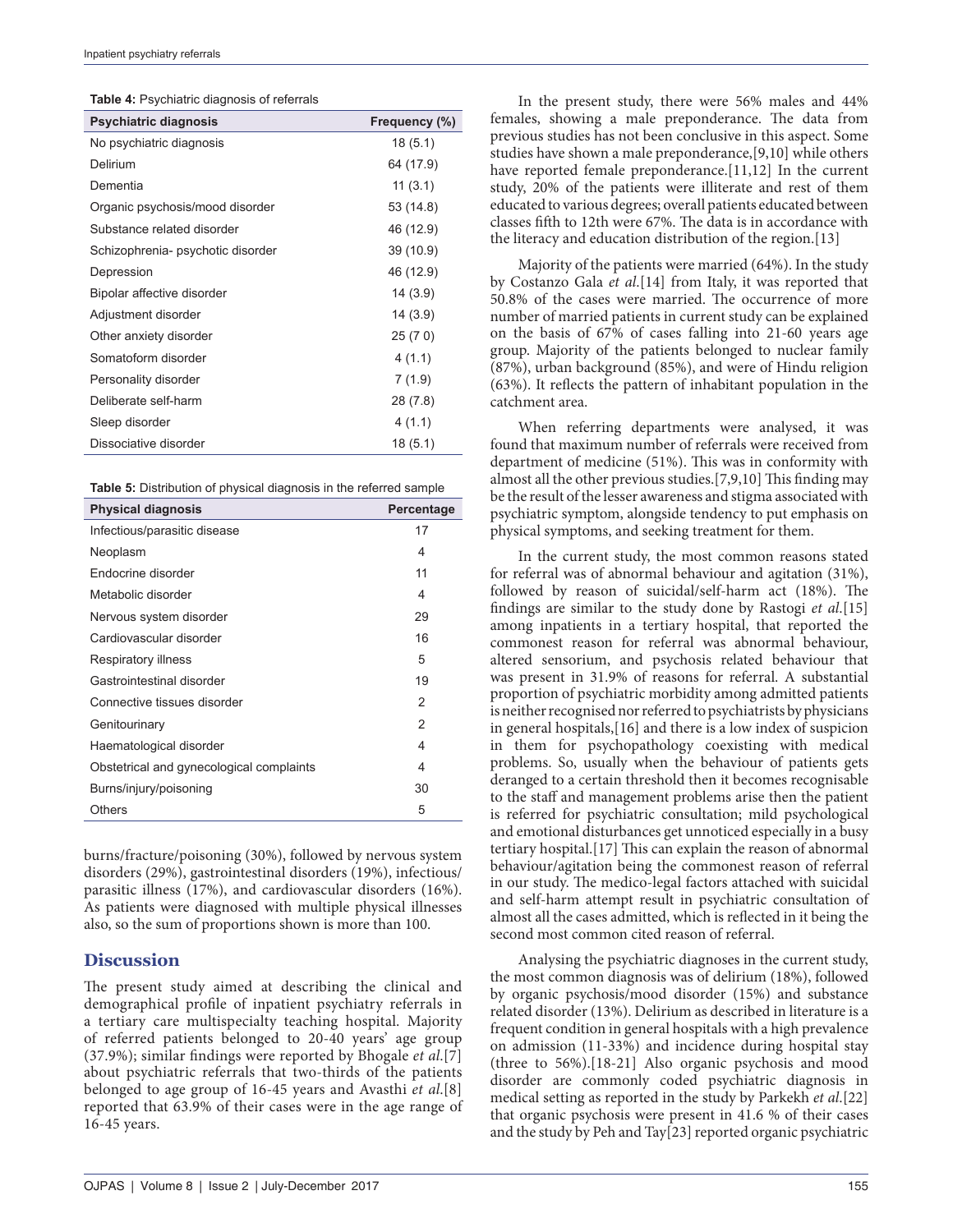**Table 4:** Psychiatric diagnosis of referrals

| Psychiatric diagnosis | Frequency (%) |
|---|---|
| No psychiatric diagnosis | 18 (5.1) |
| Delirium | 64 (17.9) |
| Dementia | 11 (3.1) |
| Organic psychosis/mood disorder | 53 (14.8) |
| Substance related disorder | 46 (12.9) |
| Schizophrenia- psychotic disorder | 39 (10.9) |
| Depression | 46 (12.9) |
| Bipolar affective disorder | 14 (3.9) |
| Adjustment disorder | 14 (3.9) |
| Other anxiety disorder | 25 (7 0) |
| Somatoform disorder | 4 (1.1) |
| Personality disorder | 7 (1.9) |
| Deliberate self-harm | 28 (7.8) |
| Sleep disorder | 4 (1.1) |
| Dissociative disorder | 18 (5.1) |

**Table 5:** Distribution of physical diagnosis in the referred sample

| Physical diagnosis | Percentage |
|---|---|
| Infectious/parasitic disease | 17 |
| Neoplasm | 4 |
| Endocrine disorder | 11 |
| Metabolic disorder | 4 |
| Nervous system disorder | 29 |
| Cardiovascular disorder | 16 |
| Respiratory illness | 5 |
| Gastrointestinal disorder | 19 |
| Connective tissues disorder | 2 |
| Genitourinary | 2 |
| Haematological disorder | 4 |
| Obstetrical and gynecological complaints | 4 |
| Burns/injury/poisoning | 30 |
| Others | 5 |

burns/fracture/poisoning (30%), followed by nervous system disorders (29%), gastrointestinal disorders (19%), infectious/parasitic illness (17%), and cardiovascular disorders (16%). As patients were diagnosed with multiple physical illnesses also, so the sum of proportions shown is more than 100.

## Discussion

The present study aimed at describing the clinical and demographical profile of inpatient psychiatry referrals in a tertiary care multispecialty teaching hospital. Majority of referred patients belonged to 20-40 years' age group (37.9%); similar findings were reported by Bhogale *et al.*[7] about psychiatric referrals that two-thirds of the patients belonged to age group of 16-45 years and Avasthi *et al.*[8] reported that 63.9% of their cases were in the age range of 16-45 years.

In the present study, there were 56% males and 44% females, showing a male preponderance. The data from previous studies has not been conclusive in this aspect. Some studies have shown a male preponderance,[9,10] while others have reported female preponderance.[11,12] In the current study, 20% of the patients were illiterate and rest of them educated to various degrees; overall patients educated between classes fifth to 12th were 67%. The data is in accordance with the literacy and education distribution of the region.[13]

Majority of the patients were married (64%). In the study by Costanzo Gala *et al.*[14] from Italy, it was reported that 50.8% of the cases were married. The occurrence of more number of married patients in current study can be explained on the basis of 67% of cases falling into 21-60 years age group. Majority of the patients belonged to nuclear family (87%), urban background (85%), and were of Hindu religion (63%). It reflects the pattern of inhabitant population in the catchment area.

When referring departments were analysed, it was found that maximum number of referrals were received from department of medicine (51%). This was in conformity with almost all the other previous studies.[7,9,10] This finding may be the result of the lesser awareness and stigma associated with psychiatric symptom, alongside tendency to put emphasis on physical symptoms, and seeking treatment for them.

In the current study, the most common reasons stated for referral was of abnormal behaviour and agitation (31%), followed by reason of suicidal/self-harm act (18%). The findings are similar to the study done by Rastogi *et al.*[15] among inpatients in a tertiary hospital, that reported the commonest reason for referral was abnormal behaviour, altered sensorium, and psychosis related behaviour that was present in 31.9% of reasons for referral. A substantial proportion of psychiatric morbidity among admitted patients is neither recognised nor referred to psychiatrists by physicians in general hospitals,[16] and there is a low index of suspicion in them for psychopathology coexisting with medical problems. So, usually when the behaviour of patients gets deranged to a certain threshold then it becomes recognisable to the staff and management problems arise then the patient is referred for psychiatric consultation; mild psychological and emotional disturbances get unnoticed especially in a busy tertiary hospital.[17] This can explain the reason of abnormal behaviour/agitation being the commonest reason of referral in our study. The medico-legal factors attached with suicidal and self-harm attempt result in psychiatric consultation of almost all the cases admitted, which is reflected in it being the second most common cited reason of referral.

Analysing the psychiatric diagnoses in the current study, the most common diagnosis was of delirium (18%), followed by organic psychosis/mood disorder (15%) and substance related disorder (13%). Delirium as described in literature is a frequent condition in general hospitals with a high prevalence on admission (11-33%) and incidence during hospital stay (three to 56%).[18-21] Also organic psychosis and mood disorder are commonly coded psychiatric diagnosis in medical setting as reported in the study by Parkekh *et al.*[22] that organic psychosis were present in 41.6 % of their cases and the study by Peh and Tay[23] reported organic psychiatric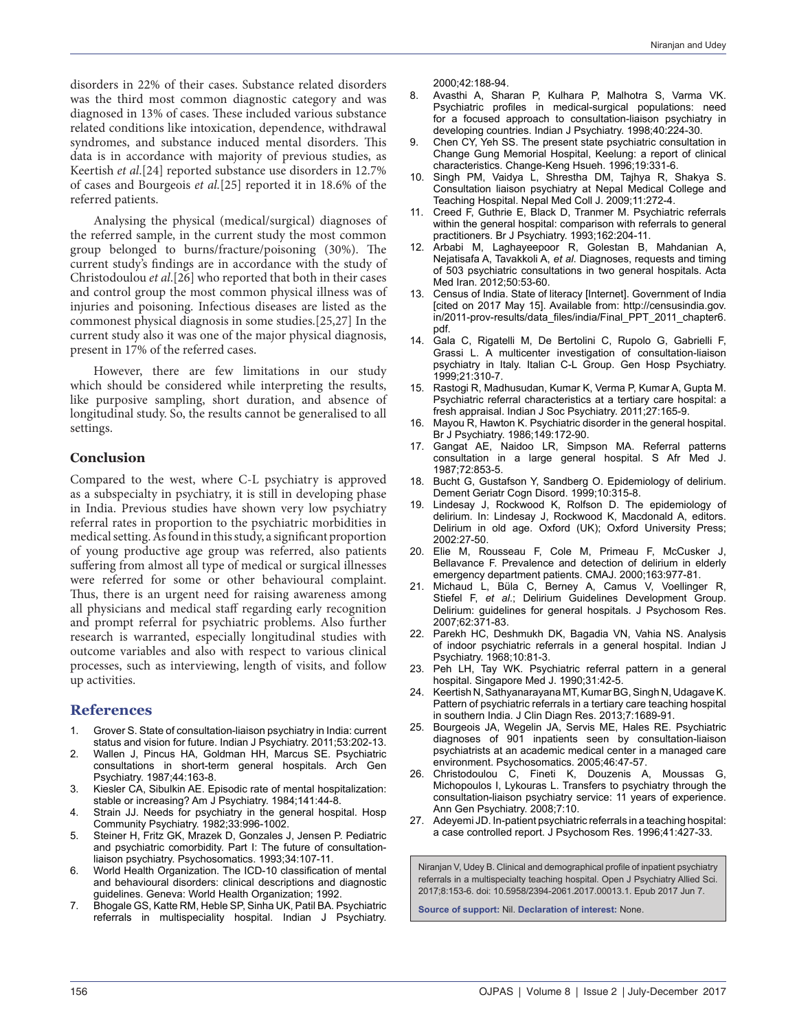disorders in 22% of their cases. Substance related disorders was the third most common diagnostic category and was diagnosed in 13% of cases. These included various substance related conditions like intoxication, dependence, withdrawal syndromes, and substance induced mental disorders. This data is in accordance with majority of previous studies, as Keertish *et al.*[24] reported substance use disorders in 12.7% of cases and Bourgeois *et al.*[25] reported it in 18.6% of the referred patients.

Analysing the physical (medical/surgical) diagnoses of the referred sample, in the current study the most common group belonged to burns/fracture/poisoning (30%). The current study's findings are in accordance with the study of Christodoulou *et al.*[26] who reported that both in their cases and control group the most common physical illness was of injuries and poisoning. Infectious diseases are listed as the commonest physical diagnosis in some studies.[25,27] In the current study also it was one of the major physical diagnosis, present in 17% of the referred cases.

However, there are few limitations in our study which should be considered while interpreting the results, like purposive sampling, short duration, and absence of longitudinal study. So, the results cannot be generalised to all settings.

## Conclusion

Compared to the west, where C-L psychiatry is approved as a subspecialty in psychiatry, it is still in developing phase in India. Previous studies have shown very low psychiatry referral rates in proportion to the psychiatric morbidities in medical setting. As found in this study, a significant proportion of young productive age group was referred, also patients suffering from almost all type of medical or surgical illnesses were referred for some or other behavioural complaint. Thus, there is an urgent need for raising awareness among all physicians and medical staff regarding early recognition and prompt referral for psychiatric problems. Also further research is warranted, especially longitudinal studies with outcome variables and also with respect to various clinical processes, such as interviewing, length of visits, and follow up activities.

## References

1. Grover S. State of consultation-liaison psychiatry in India: current status and vision for future. Indian J Psychiatry. 2011;53:202-13.
2. Wallen J, Pincus HA, Goldman HH, Marcus SE. Psychiatric consultations in short-term general hospitals. Arch Gen Psychiatry. 1987;44:163-8.
3. Kiesler CA, Sibulkin AE. Episodic rate of mental hospitalization: stable or increasing? Am J Psychiatry. 1984;141:44-8.
4. Strain JJ. Needs for psychiatry in the general hospital. Hosp Community Psychiatry. 1982;33:996-1002.
5. Steiner H, Fritz GK, Mrazek D, Gonzales J, Jensen P. Pediatric and psychiatric comorbidity. Part I: The future of consultation-liaison psychiatry. Psychosomatics. 1993;34:107-11.
6. World Health Organization. The ICD-10 classification of mental and behavioural disorders: clinical descriptions and diagnostic guidelines. Geneva: World Health Organization; 1992.
7. Bhogale GS, Katte RM, Heble SP, Sinha UK, Patil BA. Psychiatric referrals in multispeciality hospital. Indian J Psychiatry. 2000;42:188-94.
8. Avasthi A, Sharan P, Kulhara P, Malhotra S, Varma VK. Psychiatric profiles in medical-surgical populations: need for a focused approach to consultation-liaison psychiatry in developing countries. Indian J Psychiatry. 1998;40:224-30.
9. Chen CY, Yeh SS. The present state psychiatric consultation in Change Gung Memorial Hospital, Keelung: a report of clinical characteristics. Change-Keng Hsueh. 1996;19:331-6.
10. Singh PM, Vaidya L, Shrestha DM, Tajhya R, Shakya S. Consultation liaison psychiatry at Nepal Medical College and Teaching Hospital. Nepal Med Coll J. 2009;11:272-4.
11. Creed F, Guthrie E, Black D, Tranmer M. Psychiatric referrals within the general hospital: comparison with referrals to general practitioners. Br J Psychiatry. 1993;162:204-11.
12. Arbabi M, Laghayeepoor R, Golestan B, Mahdanian A, Nejatisafa A, Tavakkoli A, *et al*. Diagnoses, requests and timing of 503 psychiatric consultations in two general hospitals. Acta Med Iran. 2012;50:53-60.
13. Census of India. State of literacy [Internet]. Government of India [cited on 2017 May 15]. Available from: http://censusindia.gov.in/2011-prov-results/data_files/india/Final_PPT_2011_chapter6.pdf.
14. Gala C, Rigatelli M, De Bertolini C, Rupolo G, Gabrielli F, Grassi L. A multicenter investigation of consultation-liaison psychiatry in Italy. Italian C-L Group. Gen Hosp Psychiatry. 1999;21:310-7.
15. Rastogi R, Madhusudan, Kumar K, Verma P, Kumar A, Gupta M. Psychiatric referral characteristics at a tertiary care hospital: a fresh appraisal. Indian J Soc Psychiatry. 2011;27:165-9.
16. Mayou R, Hawton K. Psychiatric disorder in the general hospital. Br J Psychiatry. 1986;149:172-90.
17. Gangat AE, Naidoo LR, Simpson MA. Referral patterns consultation in a large general hospital. S Afr Med J. 1987;72:853-5.
18. Bucht G, Gustafson Y, Sandberg O. Epidemiology of delirium. Dement Geriatr Cogn Disord. 1999;10:315-8.
19. Lindesay J, Rockwood K, Rolfson D. The epidemiology of delirium. In: Lindesay J, Rockwood K, Macdonald A, editors. Delirium in old age. Oxford (UK); Oxford University Press; 2002:27-50.
20. Elie M, Rousseau F, Cole M, Primeau F, McCusker J, Bellavance F. Prevalence and detection of delirium in elderly emergency department patients. CMAJ. 2000;163:977-81.
21. Michaud L, Büla C, Berney A, Camus V, Voellinger R, Stiefel F, *et al*.; Delirium Guidelines Development Group. Delirium: guidelines for general hospitals. J Psychosom Res. 2007;62:371-83.
22. Parekh HC, Deshmukh DK, Bagadia VN, Vahia NS. Analysis of indoor psychiatric referrals in a general hospital. Indian J Psychiatry. 1968;10:81-3.
23. Peh LH, Tay WK. Psychiatric referral pattern in a general hospital. Singapore Med J. 1990;31:42-5.
24. Keertish N, Sathyanarayana MT, Kumar BG, Singh N, Udagave K. Pattern of psychiatric referrals in a tertiary care teaching hospital in southern India. J Clin Diagn Res. 2013;7:1689-91.
25. Bourgeois JA, Wegelin JA, Servis ME, Hales RE. Psychiatric diagnoses of 901 inpatients seen by consultation-liaison psychiatrists at an academic medical center in a managed care environment. Psychosomatics. 2005;46:47-57.
26. Christodoulou C, Fineti K, Douzenis A, Moussas G, Michopoulos I, Lykouras L. Transfers to psychiatry through the consultation-liaison psychiatry service: 11 years of experience. Ann Gen Psychiatry. 2008;7:10.
27. Adeyemi JD. In-patient psychiatric referrals in a teaching hospital: a case controlled report. J Psychosom Res. 1996;41:427-33.

Niranjan V, Udey B. Clinical and demographical profile of inpatient psychiatry referrals in a multispecialty teaching hospital. Open J Psychiatry Allied Sci. 2017;8:153-6. doi: 10.5958/2394-2061.2017.00013.1. Epub 2017 Jun 7.

**Source of support:** Nil. **Declaration of interest:** None.